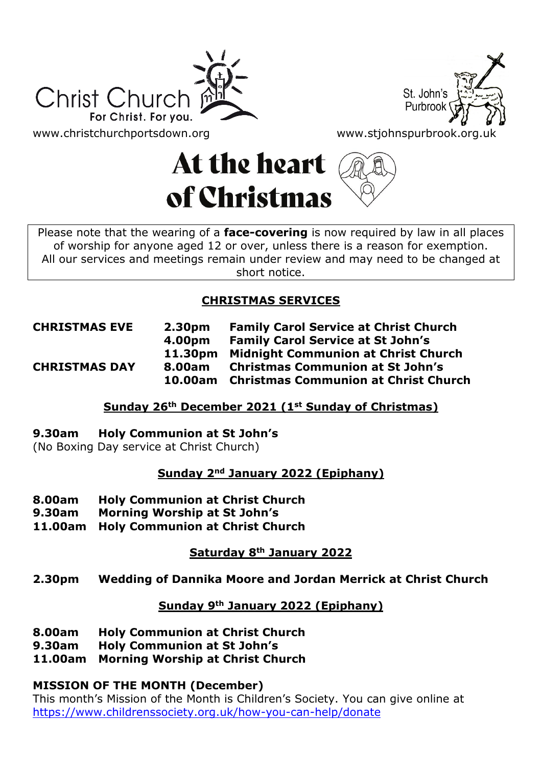Christ Church
For Christ. For you.
www.christchurchportsdown.org

St. John's
Purbrook
www.stjohnspurbrook.org.uk

# At the heart of Christmas

Please note that the wearing of a **face-covering** is now required by law in all places of worship for anyone aged 12 or over, unless there is a reason for exemption. All our services and meetings remain under review and may need to be changed at short notice.

## CHRISTMAS SERVICES

| | | |
|---|---|---|
| **CHRISTMAS EVE** | **2.30pm** | **Family Carol Service at Christ Church** |
| | **4.00pm** | **Family Carol Service at St John's** |
| | **11.30pm** | **Midnight Communion at Christ Church** |
| **CHRISTMAS DAY** | **8.00am** | **Christmas Communion at St John's** |
| | **10.00am** | **Christmas Communion at Christ Church** |

### Sunday 26th December 2021 (1st Sunday of Christmas)

**9.30am Holy Communion at St John's**
(No Boxing Day service at Christ Church)

### Sunday 2nd January 2022 (Epiphany)

**8.00am Holy Communion at Christ Church**
**9.30am Morning Worship at St John's**
**11.00am Holy Communion at Christ Church**

### Saturday 8th January 2022

**2.30pm Wedding of Dannika Moore and Jordan Merrick at Christ Church**

### Sunday 9th January 2022 (Epiphany)

**8.00am Holy Communion at Christ Church**
**9.30am Holy Communion at St John's**
**11.00am Morning Worship at Christ Church**

**MISSION OF THE MONTH (December)**
This month's Mission of the Month is Children's Society. You can give online at https://www.childrenssociety.org.uk/how-you-can-help/donate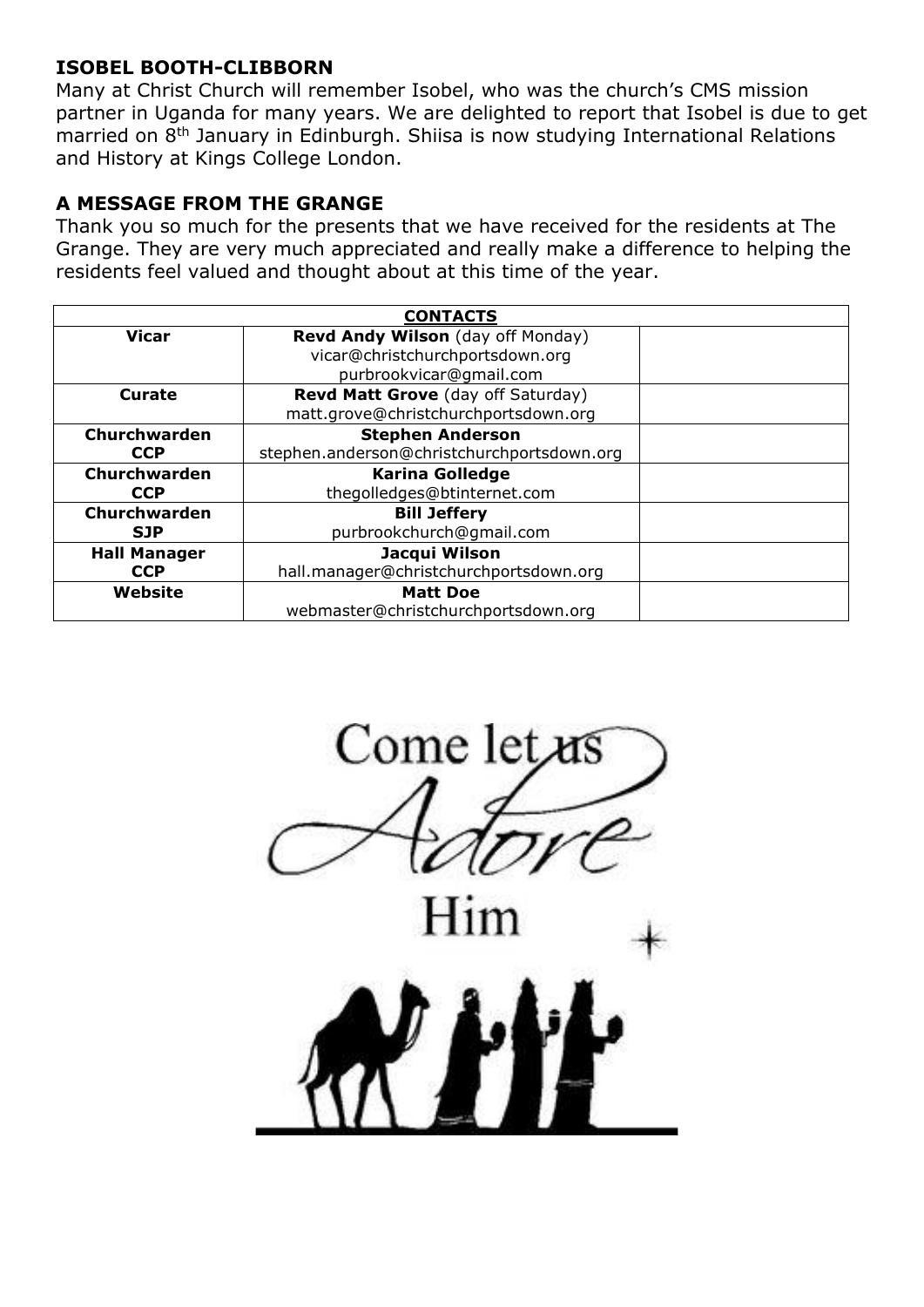## ISOBEL BOOTH-CLIBBORN

Many at Christ Church will remember Isobel, who was the church's CMS mission partner in Uganda for many years. We are delighted to report that Isobel is due to get married on 8th January in Edinburgh. Shiisa is now studying International Relations and History at Kings College London.

## A MESSAGE FROM THE GRANGE

Thank you so much for the presents that we have received for the residents at The Grange. They are very much appreciated and really make a difference to helping the residents feel valued and thought about at this time of the year.

| CONTACTS | | |
|---|---|---|
| **Vicar** | **Revd Andy Wilson** (day off Monday)<br>vicar@christchurchportsdown.org<br>purbrookvicar@gmail.com | |
| **Curate** | **Revd Matt Grove** (day off Saturday)<br>matt.grove@christchurchportsdown.org | |
| **Churchwarden CCP** | **Stephen Anderson**<br>stephen.anderson@christchurchportsdown.org | |
| **Churchwarden CCP** | **Karina Golledge**<br>thegolledges@btinternet.com | |
| **Churchwarden SJP** | **Bill Jeffery**<br>purbrookchurch@gmail.com | |
| **Hall Manager CCP** | **Jacqui Wilson**<br>hall.manager@christchurchportsdown.org | |
| **Website** | **Matt Doe**<br>webmaster@christchurchportsdown.org | |

Come let us Adore Him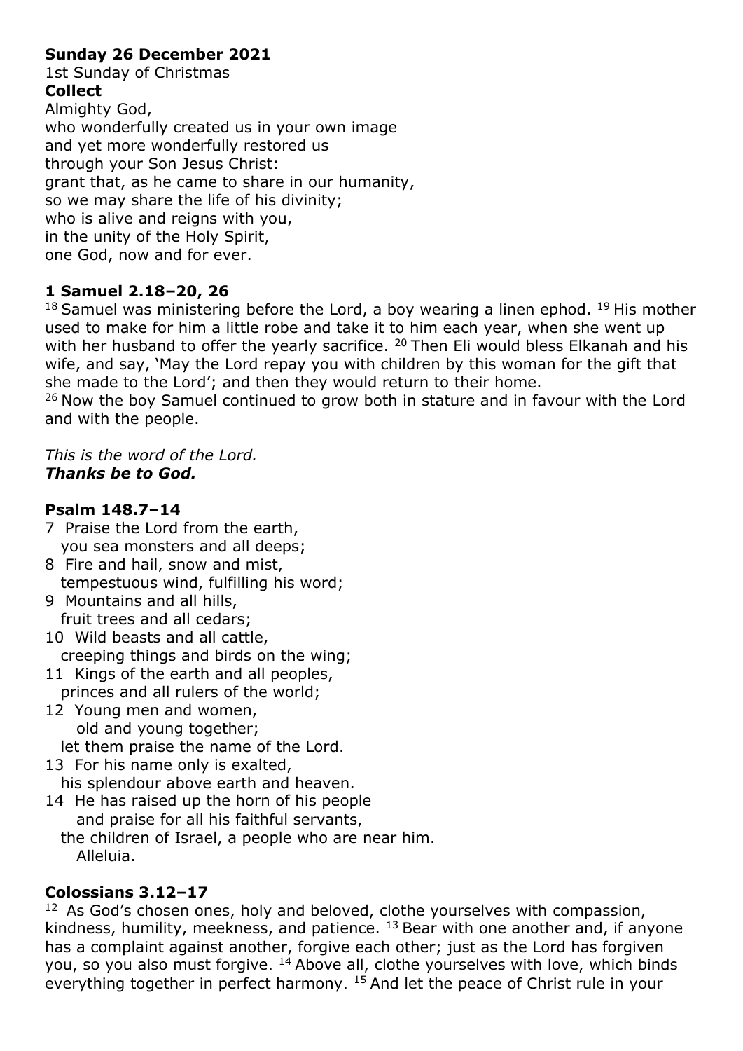**Sunday 26 December 2021**

1st Sunday of Christmas

**Collect**

Almighty God,
who wonderfully created us in your own image
and yet more wonderfully restored us
through your Son Jesus Christ:
grant that, as he came to share in our humanity,
so we may share the life of his divinity;
who is alive and reigns with you,
in the unity of the Holy Spirit,
one God, now and for ever.

**1 Samuel 2.18–20, 26**

18 Samuel was ministering before the Lord, a boy wearing a linen ephod. 19 His mother used to make for him a little robe and take it to him each year, when she went up with her husband to offer the yearly sacrifice. 20 Then Eli would bless Elkanah and his wife, and say, 'May the Lord repay you with children by this woman for the gift that she made to the Lord'; and then they would return to their home.
26 Now the boy Samuel continued to grow both in stature and in favour with the Lord and with the people.

*This is the word of the Lord.*
***Thanks be to God.***

**Psalm 148.7–14**

7 Praise the Lord from the earth,
you sea monsters and all deeps;
8 Fire and hail, snow and mist,
tempestuous wind, fulfilling his word;
9 Mountains and all hills,
fruit trees and all cedars;
10 Wild beasts and all cattle,
creeping things and birds on the wing;
11 Kings of the earth and all peoples,
princes and all rulers of the world;
12 Young men and women,
old and young together;
let them praise the name of the Lord.
13 For his name only is exalted,
his splendour above earth and heaven.
14 He has raised up the horn of his people
and praise for all his faithful servants,
the children of Israel, a people who are near him.
Alleluia.

**Colossians 3.12–17**

12 As God's chosen ones, holy and beloved, clothe yourselves with compassion, kindness, humility, meekness, and patience. 13 Bear with one another and, if anyone has a complaint against another, forgive each other; just as the Lord has forgiven you, so you also must forgive. 14 Above all, clothe yourselves with love, which binds everything together in perfect harmony. 15 And let the peace of Christ rule in your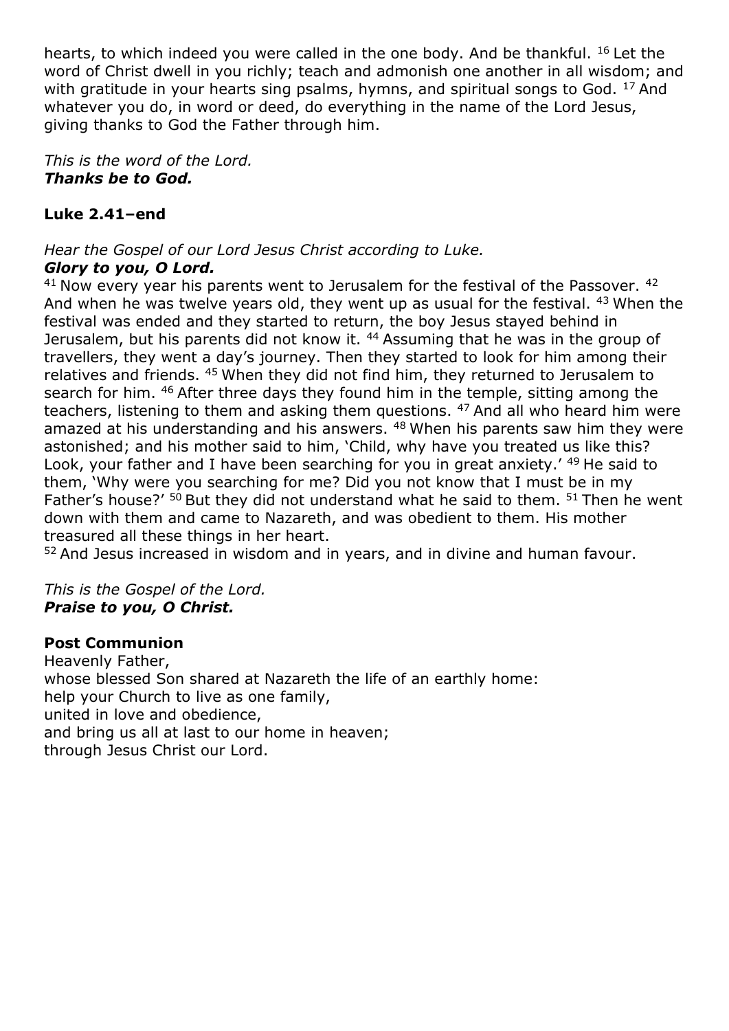hearts, to which indeed you were called in the one body. And be thankful. [16] Let the word of Christ dwell in you richly; teach and admonish one another in all wisdom; and with gratitude in your hearts sing psalms, hymns, and spiritual songs to God. [17] And whatever you do, in word or deed, do everything in the name of the Lord Jesus, giving thanks to God the Father through him.

*This is the word of the Lord.*
***Thanks be to God.***

**Luke 2.41–end**

*Hear the Gospel of our Lord Jesus Christ according to Luke.*
***Glory to you, O Lord.***
[41] Now every year his parents went to Jerusalem for the festival of the Passover. [42] And when he was twelve years old, they went up as usual for the festival. [43] When the festival was ended and they started to return, the boy Jesus stayed behind in Jerusalem, but his parents did not know it. [44] Assuming that he was in the group of travellers, they went a day's journey. Then they started to look for him among their relatives and friends. [45] When they did not find him, they returned to Jerusalem to search for him. [46] After three days they found him in the temple, sitting among the teachers, listening to them and asking them questions. [47] And all who heard him were amazed at his understanding and his answers. [48] When his parents saw him they were astonished; and his mother said to him, 'Child, why have you treated us like this? Look, your father and I have been searching for you in great anxiety.' [49] He said to them, 'Why were you searching for me? Did you not know that I must be in my Father's house?' [50] But they did not understand what he said to them. [51] Then he went down with them and came to Nazareth, and was obedient to them. His mother treasured all these things in her heart.
[52] And Jesus increased in wisdom and in years, and in divine and human favour.

*This is the Gospel of the Lord.*
***Praise to you, O Christ.***

**Post Communion**
Heavenly Father,
whose blessed Son shared at Nazareth the life of an earthly home:
help your Church to live as one family,
united in love and obedience,
and bring us all at last to our home in heaven;
through Jesus Christ our Lord.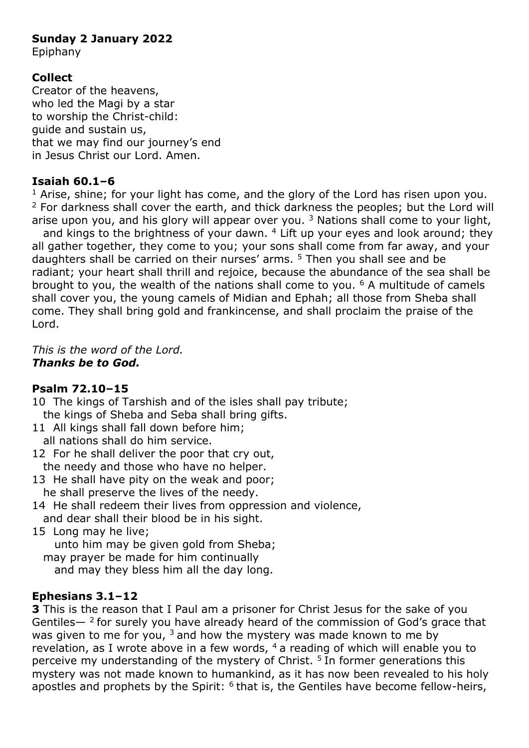**Sunday 2 January 2022**
Epiphany

**Collect**
Creator of the heavens,
who led the Magi by a star
to worship the Christ-child:
guide and sustain us,
that we may find our journey's end
in Jesus Christ our Lord. Amen.

**Isaiah 60.1–6**
[1] Arise, shine; for your light has come, and the glory of the Lord has risen upon you. [2] For darkness shall cover the earth, and thick darkness the peoples; but the Lord will arise upon you, and his glory will appear over you. [3] Nations shall come to your light, and kings to the brightness of your dawn. [4] Lift up your eyes and look around; they all gather together, they come to you; your sons shall come from far away, and your daughters shall be carried on their nurses' arms. [5] Then you shall see and be radiant; your heart shall thrill and rejoice, because the abundance of the sea shall be brought to you, the wealth of the nations shall come to you. [6] A multitude of camels shall cover you, the young camels of Midian and Ephah; all those from Sheba shall come. They shall bring gold and frankincense, and shall proclaim the praise of the Lord.

*This is the word of the Lord.*
***Thanks be to God.***

**Psalm 72.10–15**
10 The kings of Tarshish and of the isles shall pay tribute;
the kings of Sheba and Seba shall bring gifts.
11 All kings shall fall down before him;
all nations shall do him service.
12 For he shall deliver the poor that cry out,
the needy and those who have no helper.
13 He shall have pity on the weak and poor;
he shall preserve the lives of the needy.
14 He shall redeem their lives from oppression and violence,
and dear shall their blood be in his sight.
15 Long may he live;
unto him may be given gold from Sheba;
may prayer be made for him continually
and may they bless him all the day long.

**Ephesians 3.1–12**
**3** This is the reason that I Paul am a prisoner for Christ Jesus for the sake of you Gentiles— [2] for surely you have already heard of the commission of God's grace that was given to me for you, [3] and how the mystery was made known to me by revelation, as I wrote above in a few words, [4] a reading of which will enable you to perceive my understanding of the mystery of Christ. [5] In former generations this mystery was not made known to humankind, as it has now been revealed to his holy apostles and prophets by the Spirit: [6] that is, the Gentiles have become fellow-heirs,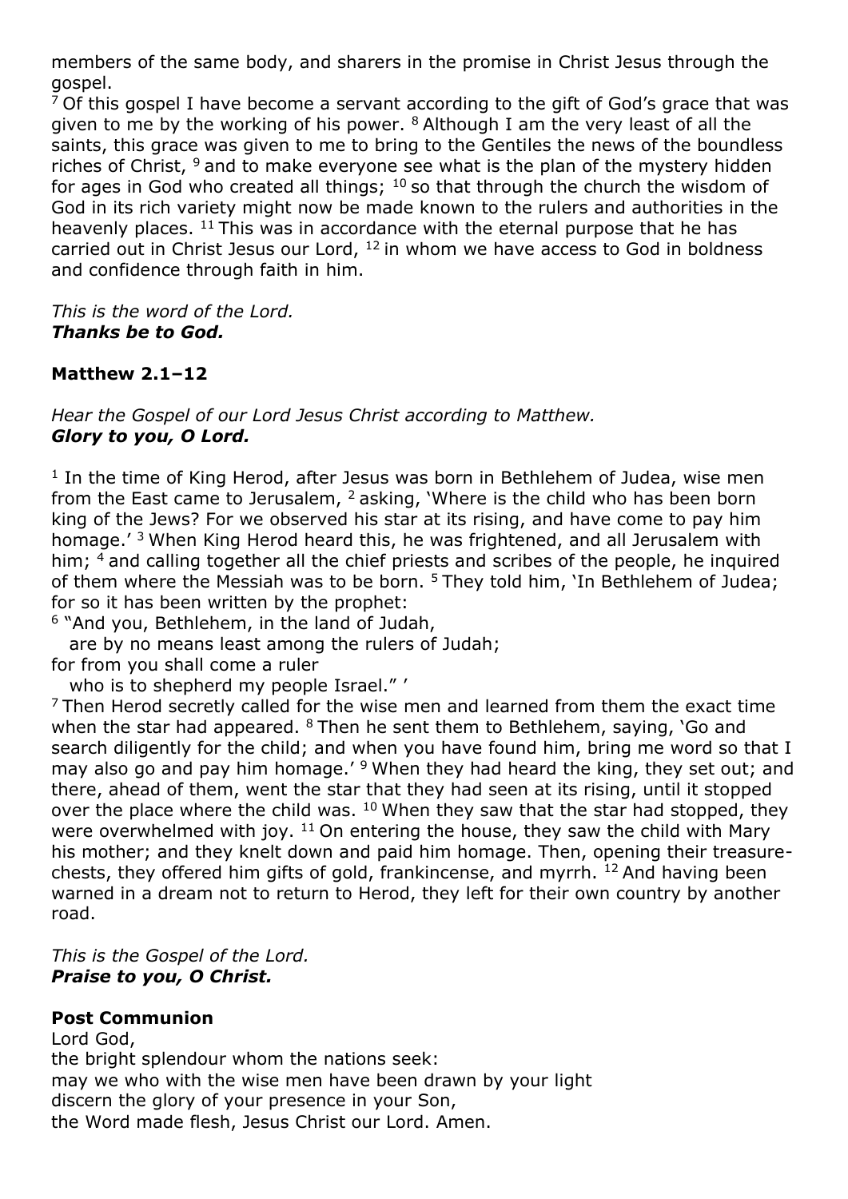members of the same body, and sharers in the promise in Christ Jesus through the gospel.

[7] Of this gospel I have become a servant according to the gift of God's grace that was given to me by the working of his power. [8] Although I am the very least of all the saints, this grace was given to me to bring to the Gentiles the news of the boundless riches of Christ, [9] and to make everyone see what is the plan of the mystery hidden for ages in God who created all things; [10] so that through the church the wisdom of God in its rich variety might now be made known to the rulers and authorities in the heavenly places. [11] This was in accordance with the eternal purpose that he has carried out in Christ Jesus our Lord, [12] in whom we have access to God in boldness and confidence through faith in him.

*This is the word of the Lord.*
***Thanks be to God.***

**Matthew 2.1–12**

*Hear the Gospel of our Lord Jesus Christ according to Matthew.*
***Glory to you, O Lord.***

[1] In the time of King Herod, after Jesus was born in Bethlehem of Judea, wise men from the East came to Jerusalem, [2] asking, 'Where is the child who has been born king of the Jews? For we observed his star at its rising, and have come to pay him homage.' [3] When King Herod heard this, he was frightened, and all Jerusalem with him; [4] and calling together all the chief priests and scribes of the people, he inquired of them where the Messiah was to be born. [5] They told him, 'In Bethlehem of Judea; for so it has been written by the prophet:

[6] "And you, Bethlehem, in the land of Judah,
   are by no means least among the rulers of Judah;
for from you shall come a ruler
   who is to shepherd my people Israel." '

[7] Then Herod secretly called for the wise men and learned from them the exact time when the star had appeared. [8] Then he sent them to Bethlehem, saying, 'Go and search diligently for the child; and when you have found him, bring me word so that I may also go and pay him homage.' [9] When they had heard the king, they set out; and there, ahead of them, went the star that they had seen at its rising, until it stopped over the place where the child was. [10] When they saw that the star had stopped, they were overwhelmed with joy. [11] On entering the house, they saw the child with Mary his mother; and they knelt down and paid him homage. Then, opening their treasure-chests, they offered him gifts of gold, frankincense, and myrrh. [12] And having been warned in a dream not to return to Herod, they left for their own country by another road.

*This is the Gospel of the Lord.*
***Praise to you, O Christ.***

**Post Communion**

Lord God,
the bright splendour whom the nations seek:
may we who with the wise men have been drawn by your light
discern the glory of your presence in your Son,
the Word made flesh, Jesus Christ our Lord. Amen.